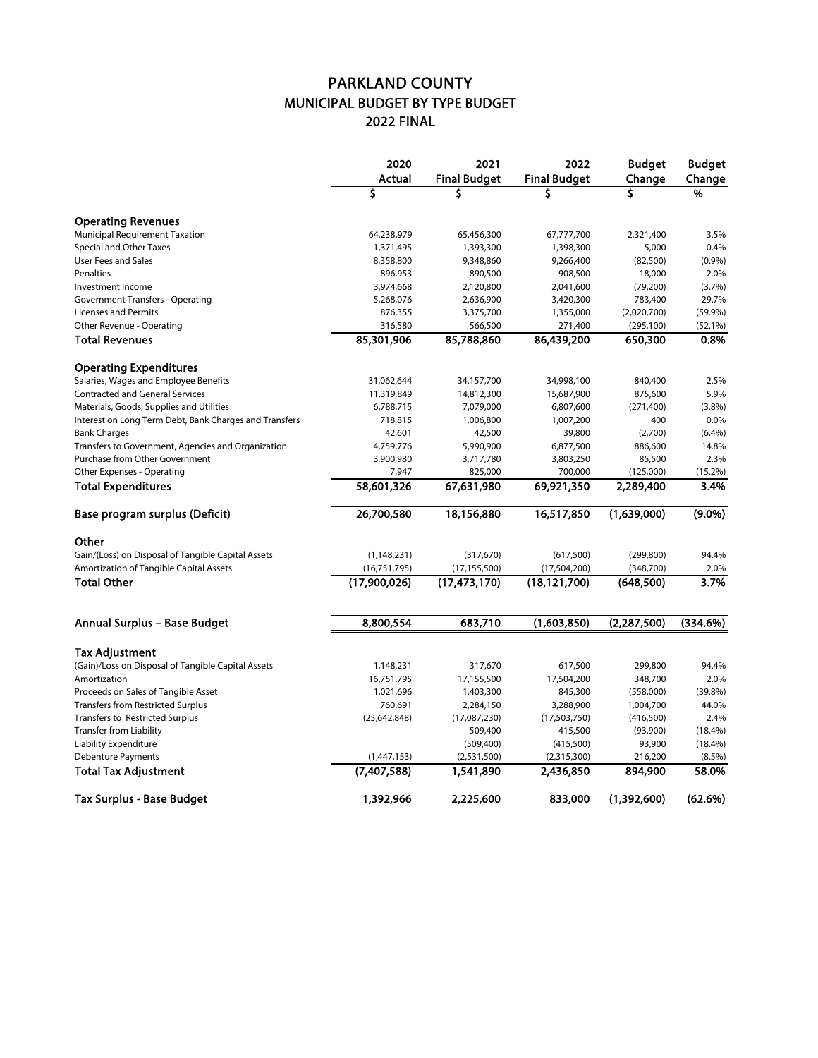# PARKLAND COUNTY
## MUNICIPAL BUDGET BY TYPE BUDGET
### 2022 FINAL

| | 2020 Actual | 2021 Final Budget | 2022 Final Budget | Budget Change | Budget Change |
|---|---|---|---|---|---|
| | $ | $ | $ | $ | % |
| **Operating Revenues** | | | | | |
| Municipal Requirement Taxation | 64,238,979 | 65,456,300 | 67,777,700 | 2,321,400 | 3.5% |
| Special and Other Taxes | 1,371,495 | 1,393,300 | 1,398,300 | 5,000 | 0.4% |
| User Fees and Sales | 8,358,800 | 9,348,860 | 9,266,400 | (82,500) | (0.9%) |
| Penalties | 896,953 | 890,500 | 908,500 | 18,000 | 2.0% |
| Investment Income | 3,974,668 | 2,120,800 | 2,041,600 | (79,200) | (3.7%) |
| Government Transfers - Operating | 5,268,076 | 2,636,900 | 3,420,300 | 783,400 | 29.7% |
| Licenses and Permits | 876,355 | 3,375,700 | 1,355,000 | (2,020,700) | (59.9%) |
| Other Revenue - Operating | 316,580 | 566,500 | 271,400 | (295,100) | (52.1%) |
| **Total Revenues** | **85,301,906** | **85,788,860** | **86,439,200** | **650,300** | **0.8%** |
| **Operating Expenditures** | | | | | |
| Salaries, Wages and Employee Benefits | 31,062,644 | 34,157,700 | 34,998,100 | 840,400 | 2.5% |
| Contracted and General Services | 11,319,849 | 14,812,300 | 15,687,900 | 875,600 | 5.9% |
| Materials, Goods, Supplies and Utilities | 6,788,715 | 7,079,000 | 6,807,600 | (271,400) | (3.8%) |
| Interest on Long Term Debt, Bank Charges and Transfers | 718,815 | 1,006,800 | 1,007,200 | 400 | 0.0% |
| Bank Charges | 42,601 | 42,500 | 39,800 | (2,700) | (6.4%) |
| Transfers to Government, Agencies and Organization | 4,759,776 | 5,990,900 | 6,877,500 | 886,600 | 14.8% |
| Purchase from Other Government | 3,900,980 | 3,717,780 | 3,803,250 | 85,500 | 2.3% |
| Other Expenses - Operating | 7,947 | 825,000 | 700,000 | (125,000) | (15.2%) |
| **Total Expenditures** | **58,601,326** | **67,631,980** | **69,921,350** | **2,289,400** | **3.4%** |
| **Base program surplus (Deficit)** | **26,700,580** | **18,156,880** | **16,517,850** | **(1,639,000)** | **(9.0%)** |
| **Other** | | | | | |
| Gain/(Loss) on Disposal of Tangible Capital Assets | (1,148,231) | (317,670) | (617,500) | (299,800) | 94.4% |
| Amortization of Tangible Capital Assets | (16,751,795) | (17,155,500) | (17,504,200) | (348,700) | 2.0% |
| **Total Other** | **(17,900,026)** | **(17,473,170)** | **(18,121,700)** | **(648,500)** | **3.7%** |
| **Annual Surplus – Base Budget** | **8,800,554** | **683,710** | **(1,603,850)** | **(2,287,500)** | **(334.6%)** |
| **Tax Adjustment** | | | | | |
| (Gain)/Loss on Disposal of Tangible Capital Assets | 1,148,231 | 317,670 | 617,500 | 299,800 | 94.4% |
| Amortization | 16,751,795 | 17,155,500 | 17,504,200 | 348,700 | 2.0% |
| Proceeds on Sales of Tangible Asset | 1,021,696 | 1,403,300 | 845,300 | (558,000) | (39.8%) |
| Transfers from Restricted Surplus | 760,691 | 2,284,150 | 3,288,900 | 1,004,700 | 44.0% |
| Transfers to Restricted Surplus | (25,642,848) | (17,087,230) | (17,503,750) | (416,500) | 2.4% |
| Transfer from Liability | | 509,400 | 415,500 | (93,900) | (18.4%) |
| Liability Expenditure | | (509,400) | (415,500) | 93,900 | (18.4%) |
| Debenture Payments | (1,447,153) | (2,531,500) | (2,315,300) | 216,200 | (8.5%) |
| **Total Tax Adjustment** | **(7,407,588)** | **1,541,890** | **2,436,850** | **894,900** | **58.0%** |
| **Tax Surplus - Base Budget** | **1,392,966** | **2,225,600** | **833,000** | **(1,392,600)** | **(62.6%)** |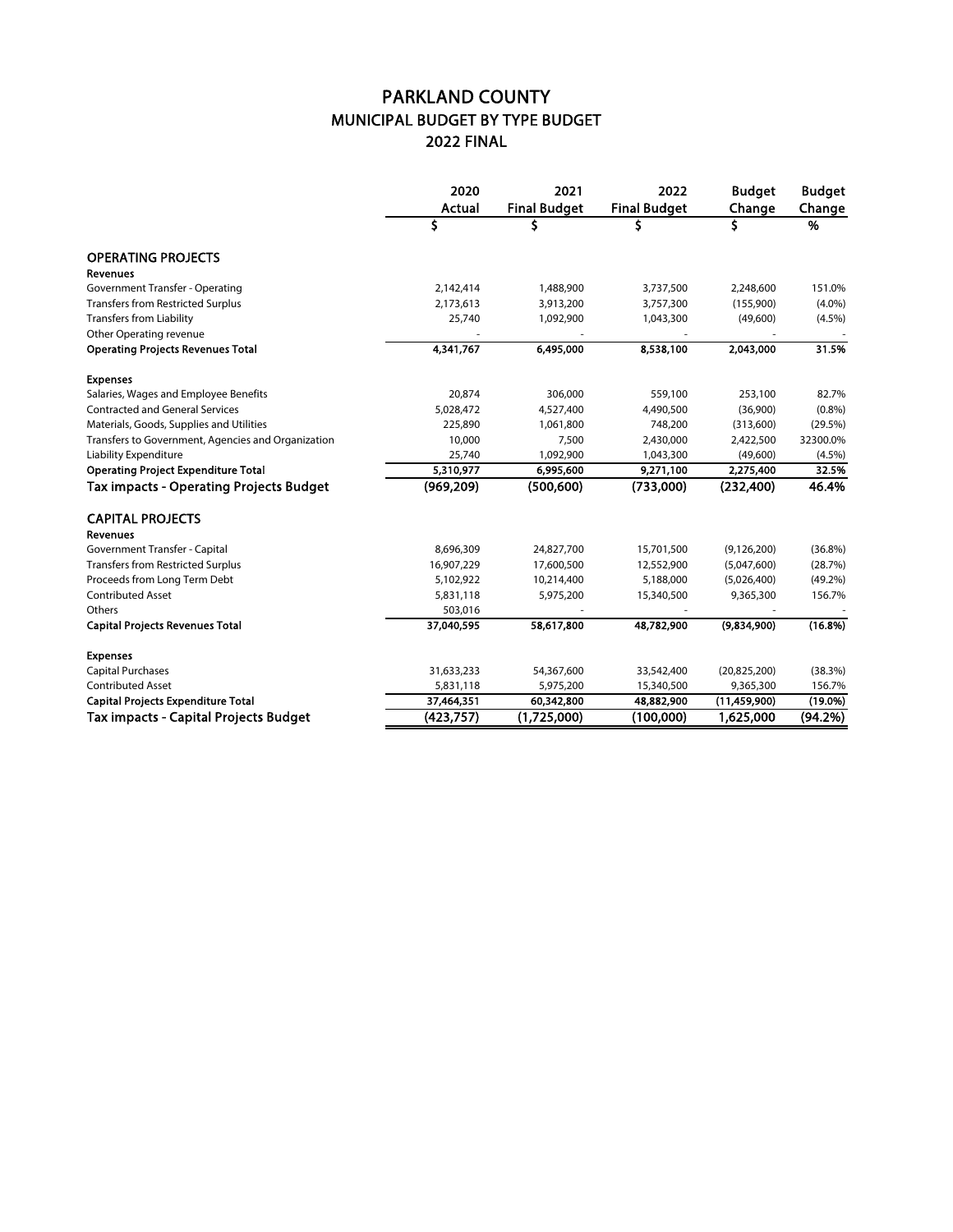# PARKLAND COUNTY
## MUNICIPAL BUDGET BY TYPE BUDGET
## 2022 FINAL

| | 2020 Actual | 2021 Final Budget | 2022 Final Budget | Budget Change | Budget Change |
|---|---|---|---|---|---|
| | $ | $ | $ | $ | % |
| **OPERATING PROJECTS** | | | | | |
| **Revenues** | | | | | |
| Government Transfer - Operating | 2,142,414 | 1,488,900 | 3,737,500 | 2,248,600 | 151.0% |
| Transfers from Restricted Surplus | 2,173,613 | 3,913,200 | 3,757,300 | (155,900) | (4.0%) |
| Transfers from Liability | 25,740 | 1,092,900 | 1,043,300 | (49,600) | (4.5%) |
| Other Operating revenue | - | - | - | - | - |
| **Operating Projects Revenues Total** | **4,341,767** | **6,495,000** | **8,538,100** | **2,043,000** | **31.5%** |
| **Expenses** | | | | | |
| Salaries, Wages and Employee Benefits | 20,874 | 306,000 | 559,100 | 253,100 | 82.7% |
| Contracted and General Services | 5,028,472 | 4,527,400 | 4,490,500 | (36,900) | (0.8%) |
| Materials, Goods, Supplies and Utilities | 225,890 | 1,061,800 | 748,200 | (313,600) | (29.5%) |
| Transfers to Government, Agencies and Organization | 10,000 | 7,500 | 2,430,000 | 2,422,500 | 32300.0% |
| Liability Expenditure | 25,740 | 1,092,900 | 1,043,300 | (49,600) | (4.5%) |
| **Operating Project Expenditure Total** | **5,310,977** | **6,995,600** | **9,271,100** | **2,275,400** | **32.5%** |
| **Tax impacts - Operating Projects Budget** | **(969,209)** | **(500,600)** | **(733,000)** | **(232,400)** | **46.4%** |
| **CAPITAL PROJECTS** | | | | | |
| **Revenues** | | | | | |
| Government Transfer - Capital | 8,696,309 | 24,827,700 | 15,701,500 | (9,126,200) | (36.8%) |
| Transfers from Restricted Surplus | 16,907,229 | 17,600,500 | 12,552,900 | (5,047,600) | (28.7%) |
| Proceeds from Long Term Debt | 5,102,922 | 10,214,400 | 5,188,000 | (5,026,400) | (49.2%) |
| Contributed Asset | 5,831,118 | 5,975,200 | 15,340,500 | 9,365,300 | 156.7% |
| Others | 503,016 | - | - | - | - |
| **Capital Projects Revenues Total** | **37,040,595** | **58,617,800** | **48,782,900** | **(9,834,900)** | **(16.8%)** |
| **Expenses** | | | | | |
| Capital Purchases | 31,633,233 | 54,367,600 | 33,542,400 | (20,825,200) | (38.3%) |
| Contributed Asset | 5,831,118 | 5,975,200 | 15,340,500 | 9,365,300 | 156.7% |
| **Capital Projects Expenditure Total** | **37,464,351** | **60,342,800** | **48,882,900** | **(11,459,900)** | **(19.0%)** |
| **Tax impacts - Capital Projects Budget** | **(423,757)** | **(1,725,000)** | **(100,000)** | **1,625,000** | **(94.2%)** |